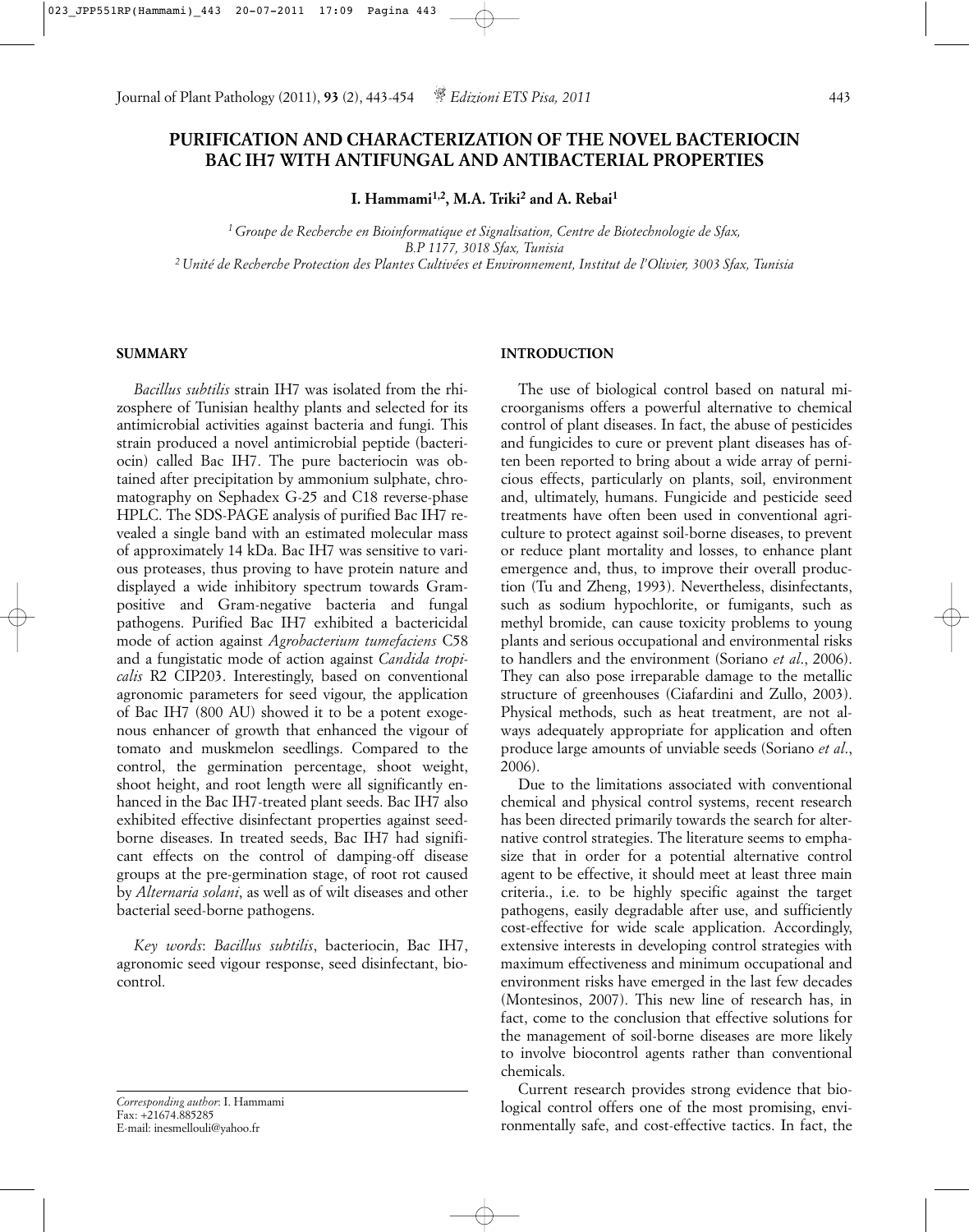# PURIFICATION AND CHARACTERIZATION OF THE NOVEL BACTERIOCIN BAC IH7 WITH ANTIFUNGAL AND ANTIBACTERIAL PROPERTIES

**I. Hammami[1,2], M.A. Triki[2] and A. Rebai[1]**

*[1] Groupe de Recherche en Bioinformatique et Signalisation, Centre de Biotechnologie de Sfax, B.P 1177, 3018 Sfax, Tunisia*
*[2] Unité de Recherche Protection des Plantes Cultivées et Environnement, Institut de l'Olivier, 3003 Sfax, Tunisia*

## SUMMARY

*Bacillus subtilis* strain IH7 was isolated from the rhizosphere of Tunisian healthy plants and selected for its antimicrobial activities against bacteria and fungi. This strain produced a novel antimicrobial peptide (bacteriocin) called Bac IH7. The pure bacteriocin was obtained after precipitation by ammonium sulphate, chromatography on Sephadex G-25 and C18 reverse-phase HPLC. The SDS-PAGE analysis of purified Bac IH7 revealed a single band with an estimated molecular mass of approximately 14 kDa. Bac IH7 was sensitive to various proteases, thus proving to have protein nature and displayed a wide inhibitory spectrum towards Gram-positive and Gram-negative bacteria and fungal pathogens. Purified Bac IH7 exhibited a bactericidal mode of action against *Agrobacterium tumefaciens* C58 and a fungistatic mode of action against *Candida tropicalis* R2 CIP203. Interestingly, based on conventional agronomic parameters for seed vigour, the application of Bac IH7 (800 AU) showed it to be a potent exogenous enhancer of growth that enhanced the vigour of tomato and muskmelon seedlings. Compared to the control, the germination percentage, shoot weight, shoot height, and root length were all significantly enhanced in the Bac IH7-treated plant seeds. Bac IH7 also exhibited effective disinfectant properties against seed-borne diseases. In treated seeds, Bac IH7 had significant effects on the control of damping-off disease groups at the pre-germination stage, of root rot caused by *Alternaria solani*, as well as of wilt diseases and other bacterial seed-borne pathogens.

*Key words*: *Bacillus subtilis*, bacteriocin, Bac IH7, agronomic seed vigour response, seed disinfectant, biocontrol.

*Corresponding author*: I. Hammami
Fax: +21674.885285
E-mail: inesmellouli@yahoo.fr

## INTRODUCTION

The use of biological control based on natural microorganisms offers a powerful alternative to chemical control of plant diseases. In fact, the abuse of pesticides and fungicides to cure or prevent plant diseases has often been reported to bring about a wide array of pernicious effects, particularly on plants, soil, environment and, ultimately, humans. Fungicide and pesticide seed treatments have often been used in conventional agriculture to protect against soil-borne diseases, to prevent or reduce plant mortality and losses, to enhance plant emergence and, thus, to improve their overall production (Tu and Zheng, 1993). Nevertheless, disinfectants, such as sodium hypochlorite, or fumigants, such as methyl bromide, can cause toxicity problems to young plants and serious occupational and environmental risks to handlers and the environment (Soriano *et al*., 2006). They can also pose irreparable damage to the metallic structure of greenhouses (Ciafardini and Zullo, 2003). Physical methods, such as heat treatment, are not always adequately appropriate for application and often produce large amounts of unviable seeds (Soriano *et al*., 2006).

Due to the limitations associated with conventional chemical and physical control systems, recent research has been directed primarily towards the search for alternative control strategies. The literature seems to emphasize that in order for a potential alternative control agent to be effective, it should meet at least three main criteria., i.e. to be highly specific against the target pathogens, easily degradable after use, and sufficiently cost-effective for wide scale application. Accordingly, extensive interests in developing control strategies with maximum effectiveness and minimum occupational and environment risks have emerged in the last few decades (Montesinos, 2007). This new line of research has, in fact, come to the conclusion that effective solutions for the management of soil-borne diseases are more likely to involve biocontrol agents rather than conventional chemicals.

Current research provides strong evidence that biological control offers one of the most promising, environmentally safe, and cost-effective tactics. In fact, the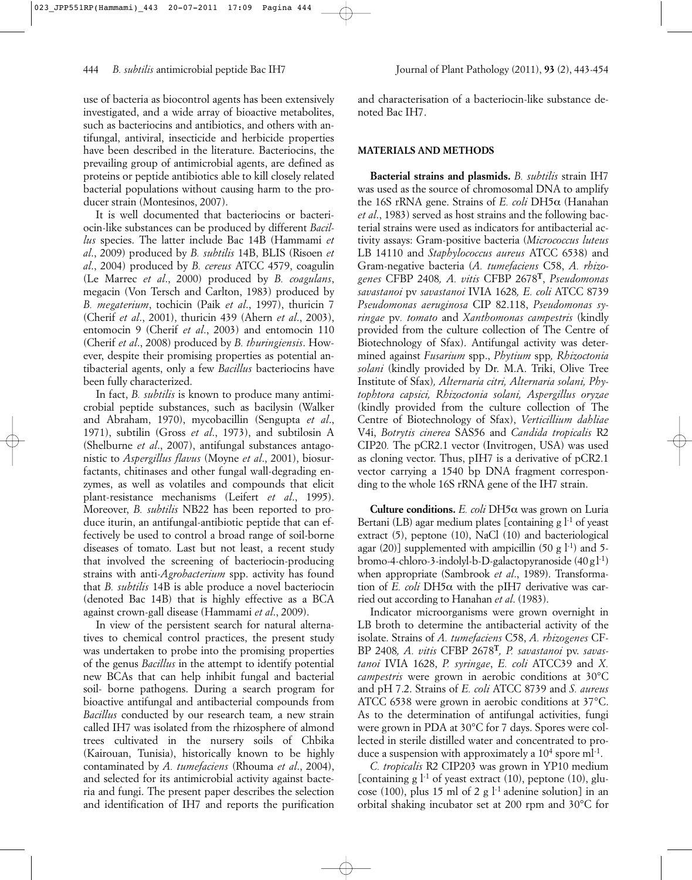use of bacteria as biocontrol agents has been extensively investigated, and a wide array of bioactive metabolites, such as bacteriocins and antibiotics, and others with antifungal, antiviral, insecticide and herbicide properties have been described in the literature. Bacteriocins, the prevailing group of antimicrobial agents, are defined as proteins or peptide antibiotics able to kill closely related bacterial populations without causing harm to the producer strain (Montesinos, 2007).

It is well documented that bacteriocins or bacteriocin-like substances can be produced by different *Bacillus* species. The latter include Bac 14B (Hammami *et al*., 2009) produced by *B. subtilis* 14B, BLIS (Risoen *et al*., 2004) produced by *B. cereus* ATCC 4579, coagulin (Le Marrec *et al*., 2000) produced by *B. coagulans*, megacin (Von Tersch and Carlton, 1983) produced by *B. megaterium*, tochicin (Paik *et al*., 1997), thuricin 7 (Cherif *et al*., 2001), thuricin 439 (Ahern *et al*., 2003), entomocin 9 (Cherif *et al*., 2003) and entomocin 110 (Cherif *et al*., 2008) produced by *B. thuringiensis*. However, despite their promising properties as potential antibacterial agents, only a few *Bacillus* bacteriocins have been fully characterized.

In fact, *B. subtilis* is known to produce many antimicrobial peptide substances, such as bacilysin (Walker and Abraham, 1970), mycobacillin (Sengupta *et al*., 1971), subtilin (Gross *et al*., 1973), and subtilosin A (Shelburne *et al*., 2007), antifungal substances antagonistic to *Aspergillus flavus* (Moyne *et al*., 2001), biosurfactants, chitinases and other fungal wall-degrading enzymes, as well as volatiles and compounds that elicit plant-resistance mechanisms (Leifert *et al*., 1995). Moreover, *B. subtilis* NB22 has been reported to produce iturin, an antifungal-antibiotic peptide that can effectively be used to control a broad range of soil-borne diseases of tomato. Last but not least, a recent study that involved the screening of bacteriocin-producing strains with anti-*Agrobacterium* spp. activity has found that *B. subtilis* 14B is able produce a novel bacteriocin (denoted Bac 14B) that is highly effective as a BCA against crown-gall disease (Hammami *et al*., 2009).

In view of the persistent search for natural alternatives to chemical control practices, the present study was undertaken to probe into the promising properties of the genus *Bacillus* in the attempt to identify potential new BCAs that can help inhibit fungal and bacterial soil- borne pathogens. During a search program for bioactive antifungal and antibacterial compounds from *Bacillus* conducted by our research team*,* a new strain called IH7 was isolated from the rhizosphere of almond trees cultivated in the nursery soils of Chbika (Kairouan, Tunisia), historically known to be highly contaminated by *A. tumefaciens* (Rhouma *et al*., 2004), and selected for its antimicrobial activity against bacteria and fungi. The present paper describes the selection and identification of IH7 and reports the purification and characterisation of a bacteriocin-like substance denoted Bac IH7.

## MATERIALS AND METHODS

**Bacterial strains and plasmids.** *B. subtilis* strain IH7 was used as the source of chromosomal DNA to amplify the 16S rRNA gene. Strains of *E. coli* DH5α (Hanahan *et al*., 1983) served as host strains and the following bacterial strains were used as indicators for antibacterial activity assays: Gram-positive bacteria (*Micrococcus luteus* LB 14110 and *Staphylococcus aureus* ATCC 6538) and Gram-negative bacteria (*A. tumefaciens* C58, *A. rhizogenes* CFBP 2408*, A. vitis* CFBP 2678**T**, *Pseudomonas savastanoi* pv *savastanoi* IVIA 1628*, E. coli* ATCC 8739 *Pseudomonas aeruginosa* CIP 82.118, *Pseudomonas syringae* pv*. tomato* and *Xanthomonas campestris* (kindly provided from the culture collection of The Centre of Biotechnology of Sfax). Antifungal activity was determined against *Fusarium* spp., *Phytium* spp*, Rhizoctonia solani* (kindly provided by Dr. M.A. Triki, Olive Tree Institute of Sfax)*, Alternaria citri, Alternaria solani, Phytophtora capsici, Rhizoctonia solani, Aspergillus oryzae* (kindly provided from the culture collection of The Centre of Biotechnology of Sfax), *Verticillium dahliae* V4i, *Botrytis cinerea* SAS56 and *Candida tropicalis* R2 CIP20*.* The pCR2.1 vector (Invitrogen, USA) was used as cloning vector. Thus, pIH7 is a derivative of pCR2.1 vector carrying a 1540 bp DNA fragment corresponding to the whole 16S rRNA gene of the IH7 strain.

**Culture conditions.** *E. coli* DH5α was grown on Luria Bertani (LB) agar medium plates [containing g $l^{-1}$ of yeast extract (5), peptone (10), NaCl (10) and bacteriological agar (20)] supplemented with ampicillin (50 g $l^{-1}$) and 5-bromo-4-chloro-3-indolyl-b-D-galactopyranoside (40 g $l^{-1}$) when appropriate (Sambrook *et al*., 1989). Transformation of *E. coli* DH5α with the pIH7 derivative was carried out according to Hanahan *et al*. (1983).

Indicator microorganisms were grown overnight in LB broth to determine the antibacterial activity of the isolate. Strains of *A. tumefaciens* C58, *A. rhizogenes* CFBP 2408*, A. vitis* CFBP 2678**T***, P. savastanoi* pv. *savastanoi* IVIA 1628, *P. syringae*, *E. coli* ATCC39 and *X. campestris* were grown in aerobic conditions at 30°C and pH 7.2. Strains of *E. coli* ATCC 8739 and *S. aureus* ATCC 6538 were grown in aerobic conditions at 37°C. As to the determination of antifungal activities, fungi were grown in PDA at 30°C for 7 days. Spores were collected in sterile distilled water and concentrated to produce a suspension with approximately a $10^4$ spore $ml^{-1}$.

*C. tropicalis* R2 CIP203 was grown in YP10 medium [containing g $l^{-1}$ of yeast extract (10), peptone (10), glucose (100), plus 15 ml of 2 g $l^{-1}$ adenine solution] in an orbital shaking incubator set at 200 rpm and 30°C for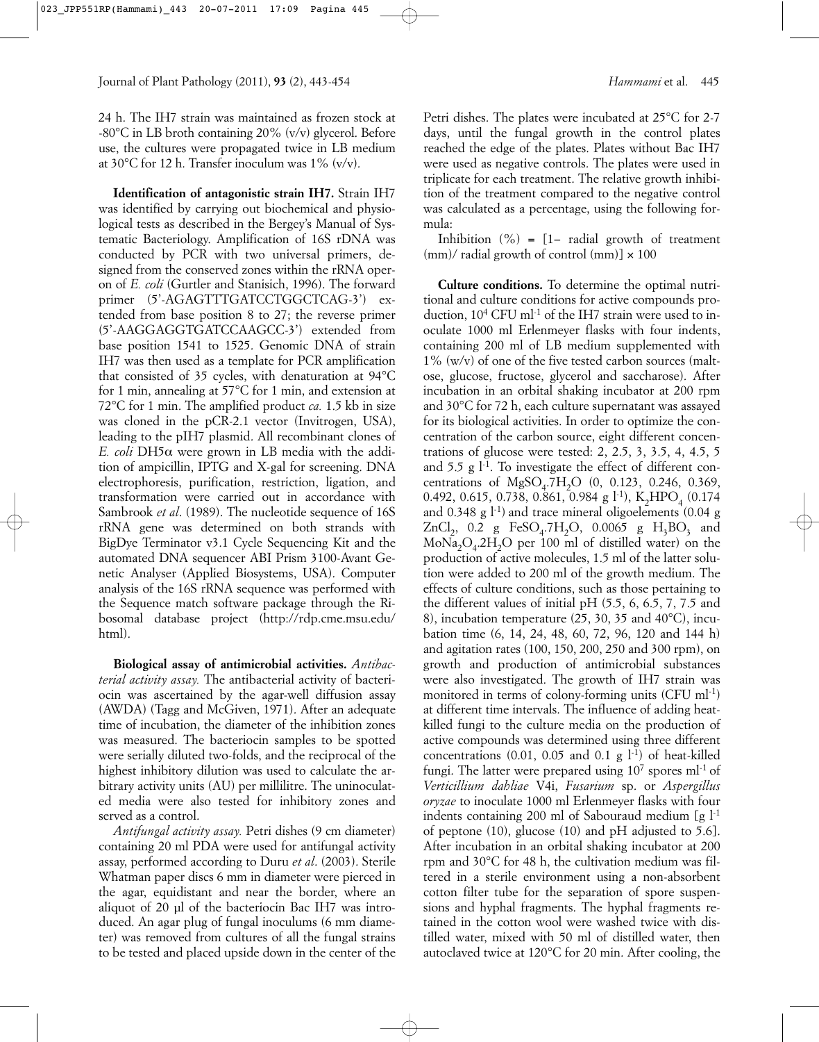24 h. The IH7 strain was maintained as frozen stock at -80°C in LB broth containing 20% (v/v) glycerol. Before use, the cultures were propagated twice in LB medium at 30°C for 12 h. Transfer inoculum was 1% (v/v).

**Identification of antagonistic strain IH7.** Strain IH7 was identified by carrying out biochemical and physiological tests as described in the Bergey's Manual of Systematic Bacteriology. Amplification of 16S rDNA was conducted by PCR with two universal primers, designed from the conserved zones within the rRNA operon of *E. coli* (Gurtler and Stanisich, 1996). The forward primer (5'-AGAGTTTGATCCTGGCTCAG-3') extended from base position 8 to 27; the reverse primer (5'-AAGGAGGTGATCCAAGCC-3') extended from base position 1541 to 1525. Genomic DNA of strain IH7 was then used as a template for PCR amplification that consisted of 35 cycles, with denaturation at 94°C for 1 min, annealing at 57°C for 1 min, and extension at 72°C for 1 min. The amplified product *ca.* 1.5 kb in size was cloned in the pCR-2.1 vector (Invitrogen, USA), leading to the pIH7 plasmid. All recombinant clones of *E. coli* DH5α were grown in LB media with the addition of ampicillin, IPTG and X-gal for screening. DNA electrophoresis, purification, restriction, ligation, and transformation were carried out in accordance with Sambrook *et al*. (1989). The nucleotide sequence of 16S rRNA gene was determined on both strands with BigDye Terminator v3.1 Cycle Sequencing Kit and the automated DNA sequencer ABI Prism 3100-Avant Genetic Analyser (Applied Biosystems, USA). Computer analysis of the 16S rRNA sequence was performed with the Sequence match software package through the Ribosomal database project (http://rdp.cme.msu.edu/html).

**Biological assay of antimicrobial activities.** *Antibacterial activity assay.* The antibacterial activity of bacteriocin was ascertained by the agar-well diffusion assay (AWDA) (Tagg and McGiven, 1971). After an adequate time of incubation, the diameter of the inhibition zones was measured. The bacteriocin samples to be spotted were serially diluted two-folds, and the reciprocal of the highest inhibitory dilution was used to calculate the arbitrary activity units (AU) per millilitre. The uninoculated media were also tested for inhibitory zones and served as a control.

*Antifungal activity assay.* Petri dishes (9 cm diameter) containing 20 ml PDA were used for antifungal activity assay, performed according to Duru *et al*. (2003). Sterile Whatman paper discs 6 mm in diameter were pierced in the agar, equidistant and near the border, where an aliquot of 20 µl of the bacteriocin Bac IH7 was introduced. An agar plug of fungal inoculums (6 mm diameter) was removed from cultures of all the fungal strains to be tested and placed upside down in the center of the Petri dishes. The plates were incubated at 25°C for 2-7 days, until the fungal growth in the control plates reached the edge of the plates. Plates without Bac IH7 were used as negative controls. The plates were used in triplicate for each treatment. The relative growth inhibition of the treatment compared to the negative control was calculated as a percentage, using the following formula:

Inhibition (%) = [1– radial growth of treatment (mm)/ radial growth of control (mm)] × 100

**Culture conditions.** To determine the optimal nutritional and culture conditions for active compounds production, $10^4$ CFU ml$^{-1}$ of the IH7 strain were used to inoculate 1000 ml Erlenmeyer flasks with four indents, containing 200 ml of LB medium supplemented with 1% (w/v) of one of the five tested carbon sources (maltose, glucose, fructose, glycerol and saccharose). After incubation in an orbital shaking incubator at 200 rpm and 30°C for 72 h, each culture supernatant was assayed for its biological activities. In order to optimize the concentration of the carbon source, eight different concentrations of glucose were tested: 2, 2.5, 3, 3.5, 4, 4.5, 5 and 5.5 g l$^{-1}$. To investigate the effect of different concentrations of $MgSO_4.7H_2O$ (0, 0.123, 0.246, 0.369, 0.492, 0.615, 0.738, 0.861, 0.984 g l$^{-1}$), $K_2HPO_4$ (0.174 and 0.348 g l$^{-1}$) and trace mineral oligoelements (0.04 g $ZnCl_2$, 0.2 g $FeSO_4.7H_2O$, 0.0065 g $H_3BO_3$ and $MoNa_2O_4.2H_2O$ per 100 ml of distilled water) on the production of active molecules, 1.5 ml of the latter solution were added to 200 ml of the growth medium. The effects of culture conditions, such as those pertaining to the different values of initial pH (5.5, 6, 6.5, 7, 7.5 and 8), incubation temperature (25, 30, 35 and 40°C), incubation time (6, 14, 24, 48, 60, 72, 96, 120 and 144 h) and agitation rates (100, 150, 200, 250 and 300 rpm), on growth and production of antimicrobial substances were also investigated. The growth of IH7 strain was monitored in terms of colony-forming units (CFU ml$^{-1}$) at different time intervals. The influence of adding heat-killed fungi to the culture media on the production of active compounds was determined using three different concentrations (0.01, 0.05 and 0.1 g l$^{-1}$) of heat-killed fungi. The latter were prepared using $10^7$ spores ml$^{-1}$ of *Verticillium dahliae* V4i, *Fusarium* sp. or *Aspergillus oryzae* to inoculate 1000 ml Erlenmeyer flasks with four indents containing 200 ml of Sabouraud medium [g l$^{-1}$ of peptone (10), glucose (10) and pH adjusted to 5.6]. After incubation in an orbital shaking incubator at 200 rpm and 30°C for 48 h, the cultivation medium was filtered in a sterile environment using a non-absorbent cotton filter tube for the separation of spore suspensions and hyphal fragments. The hyphal fragments retained in the cotton wool were washed twice with distilled water, mixed with 50 ml of distilled water, then autoclaved twice at 120°C for 20 min. After cooling, the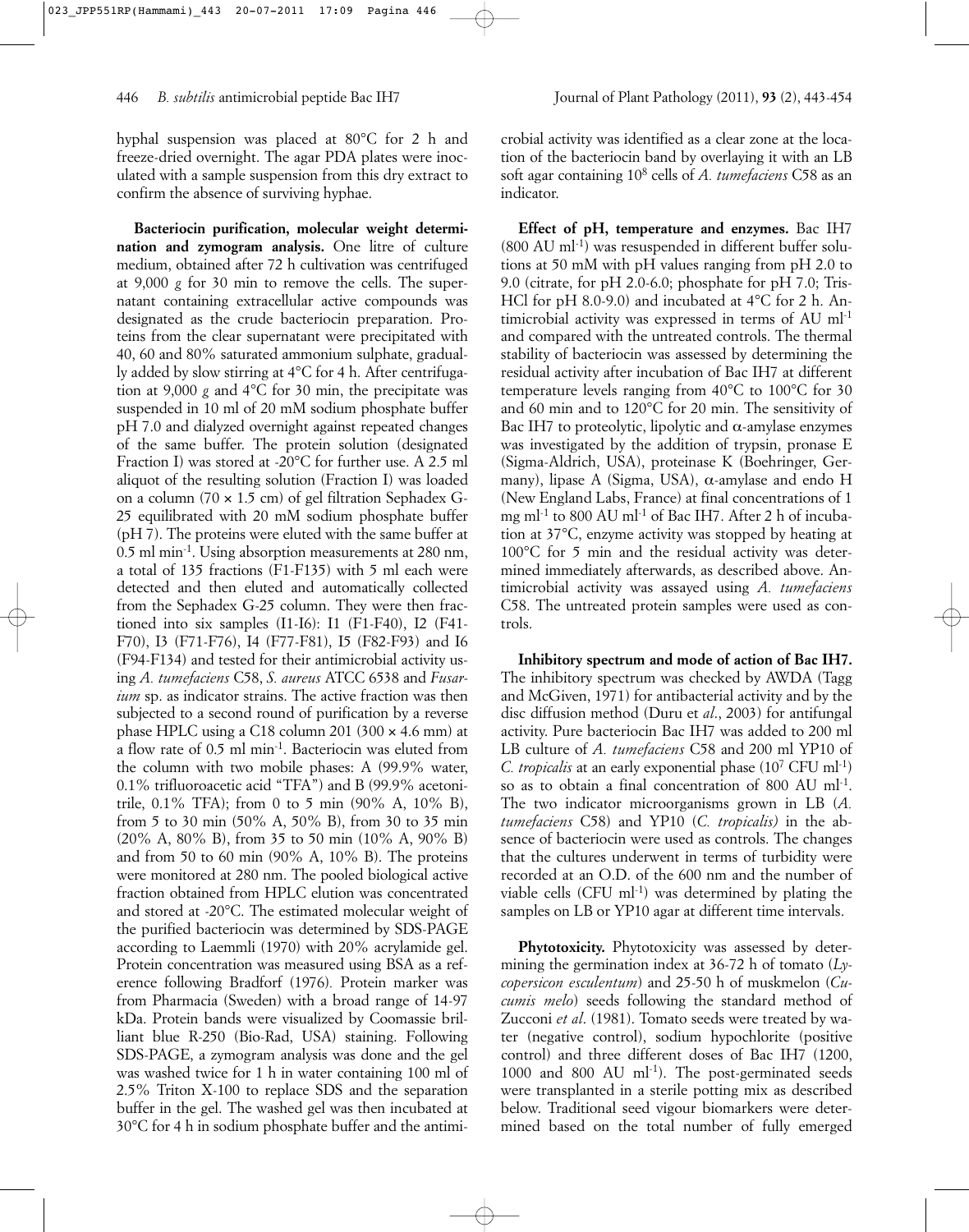hyphal suspension was placed at 80°C for 2 h and freeze-dried overnight. The agar PDA plates were inoculated with a sample suspension from this dry extract to confirm the absence of surviving hyphae.

**Bacteriocin purification, molecular weight determination and zymogram analysis.** One litre of culture medium, obtained after 72 h cultivation was centrifuged at 9,000 *g* for 30 min to remove the cells. The supernatant containing extracellular active compounds was designated as the crude bacteriocin preparation. Proteins from the clear supernatant were precipitated with 40, 60 and 80% saturated ammonium sulphate, gradually added by slow stirring at 4°C for 4 h. After centrifugation at 9,000 *g* and 4°C for 30 min, the precipitate was suspended in 10 ml of 20 mM sodium phosphate buffer pH 7.0 and dialyzed overnight against repeated changes of the same buffer. The protein solution (designated Fraction I) was stored at -20°C for further use. A 2.5 ml aliquot of the resulting solution (Fraction I) was loaded on a column (70 × 1.5 cm) of gel filtration Sephadex G-25 equilibrated with 20 mM sodium phosphate buffer (pH 7). The proteins were eluted with the same buffer at 0.5 ml min$^{-1}$. Using absorption measurements at 280 nm, a total of 135 fractions (F1-F135) with 5 ml each were detected and then eluted and automatically collected from the Sephadex G-25 column. They were then fractioned into six samples (I1-I6): I1 (F1-F40), I2 (F41-F70), I3 (F71-F76), I4 (F77-F81), I5 (F82-F93) and I6 (F94-F134) and tested for their antimicrobial activity using *A. tumefaciens* C58, *S. aureus* ATCC 6538 and *Fusarium* sp. as indicator strains. The active fraction was then subjected to a second round of purification by a reverse phase HPLC using a C18 column 201 (300 × 4.6 mm) at a flow rate of 0.5 ml min$^{-1}$. Bacteriocin was eluted from the column with two mobile phases: A (99.9% water, 0.1% trifluoroacetic acid "TFA") and B (99.9% acetonitrile, 0.1% TFA); from 0 to 5 min (90% A, 10% B), from 5 to 30 min (50% A, 50% B), from 30 to 35 min (20% A, 80% B), from 35 to 50 min (10% A, 90% B) and from 50 to 60 min (90% A, 10% B). The proteins were monitored at 280 nm. The pooled biological active fraction obtained from HPLC elution was concentrated and stored at -20°C. The estimated molecular weight of the purified bacteriocin was determined by SDS-PAGE according to Laemmli (1970) with 20% acrylamide gel. Protein concentration was measured using BSA as a reference following Bradforf (1976). Protein marker was from Pharmacia (Sweden) with a broad range of 14-97 kDa. Protein bands were visualized by Coomassie brilliant blue R-250 (Bio-Rad, USA) staining. Following SDS-PAGE, a zymogram analysis was done and the gel was washed twice for 1 h in water containing 100 ml of 2.5% Triton X-100 to replace SDS and the separation buffer in the gel. The washed gel was then incubated at 30°C for 4 h in sodium phosphate buffer and the antimicrobial activity was identified as a clear zone at the location of the bacteriocin band by overlaying it with an LB soft agar containing $10^8$ cells of *A. tumefaciens* C58 as an indicator.

**Effect of pH, temperature and enzymes.** Bac IH7 (800 AU ml$^{-1}$) was resuspended in different buffer solutions at 50 mM with pH values ranging from pH 2.0 to 9.0 (citrate, for pH 2.0-6.0; phosphate for pH 7.0; Tris-HCl for pH 8.0-9.0) and incubated at 4°C for 2 h. Antimicrobial activity was expressed in terms of AU ml$^{-1}$ and compared with the untreated controls. The thermal stability of bacteriocin was assessed by determining the residual activity after incubation of Bac IH7 at different temperature levels ranging from 40°C to 100°C for 30 and 60 min and to 120°C for 20 min. The sensitivity of Bac IH7 to proteolytic, lipolytic and α-amylase enzymes was investigated by the addition of trypsin, pronase E (Sigma-Aldrich, USA), proteinase K (Boehringer, Germany), lipase A (Sigma, USA), α-amylase and endo H (New England Labs, France) at final concentrations of 1 mg ml$^{-1}$ to 800 AU ml$^{-1}$ of Bac IH7. After 2 h of incubation at 37°C, enzyme activity was stopped by heating at 100°C for 5 min and the residual activity was determined immediately afterwards, as described above. Antimicrobial activity was assayed using *A. tumefaciens* C58. The untreated protein samples were used as controls.

**Inhibitory spectrum and mode of action of Bac IH7.** The inhibitory spectrum was checked by AWDA (Tagg and McGiven, 1971) for antibacterial activity and by the disc diffusion method (Duru *et al*., 2003) for antifungal activity. Pure bacteriocin Bac IH7 was added to 200 ml LB culture of *A. tumefaciens* C58 and 200 ml YP10 of *C. tropicalis* at an early exponential phase ($10^7$ CFU ml$^{-1}$) so as to obtain a final concentration of 800 AU ml$^{-1}$. The two indicator microorganisms grown in LB (*A. tumefaciens* C58) and YP10 (*C. tropicalis)* in the absence of bacteriocin were used as controls. The changes that the cultures underwent in terms of turbidity were recorded at an O.D. of the 600 nm and the number of viable cells (CFU ml$^{-1}$) was determined by plating the samples on LB or YP10 agar at different time intervals.

**Phytotoxicity.** Phytotoxicity was assessed by determining the germination index at 36-72 h of tomato (*Lycopersicon esculentum*) and 25-50 h of muskmelon (*Cucumis melo*) seeds following the standard method of Zucconi *et al*. (1981). Tomato seeds were treated by water (negative control), sodium hypochlorite (positive control) and three different doses of Bac IH7 (1200, 1000 and 800 AU ml$^{-1}$). The post-germinated seeds were transplanted in a sterile potting mix as described below. Traditional seed vigour biomarkers were determined based on the total number of fully emerged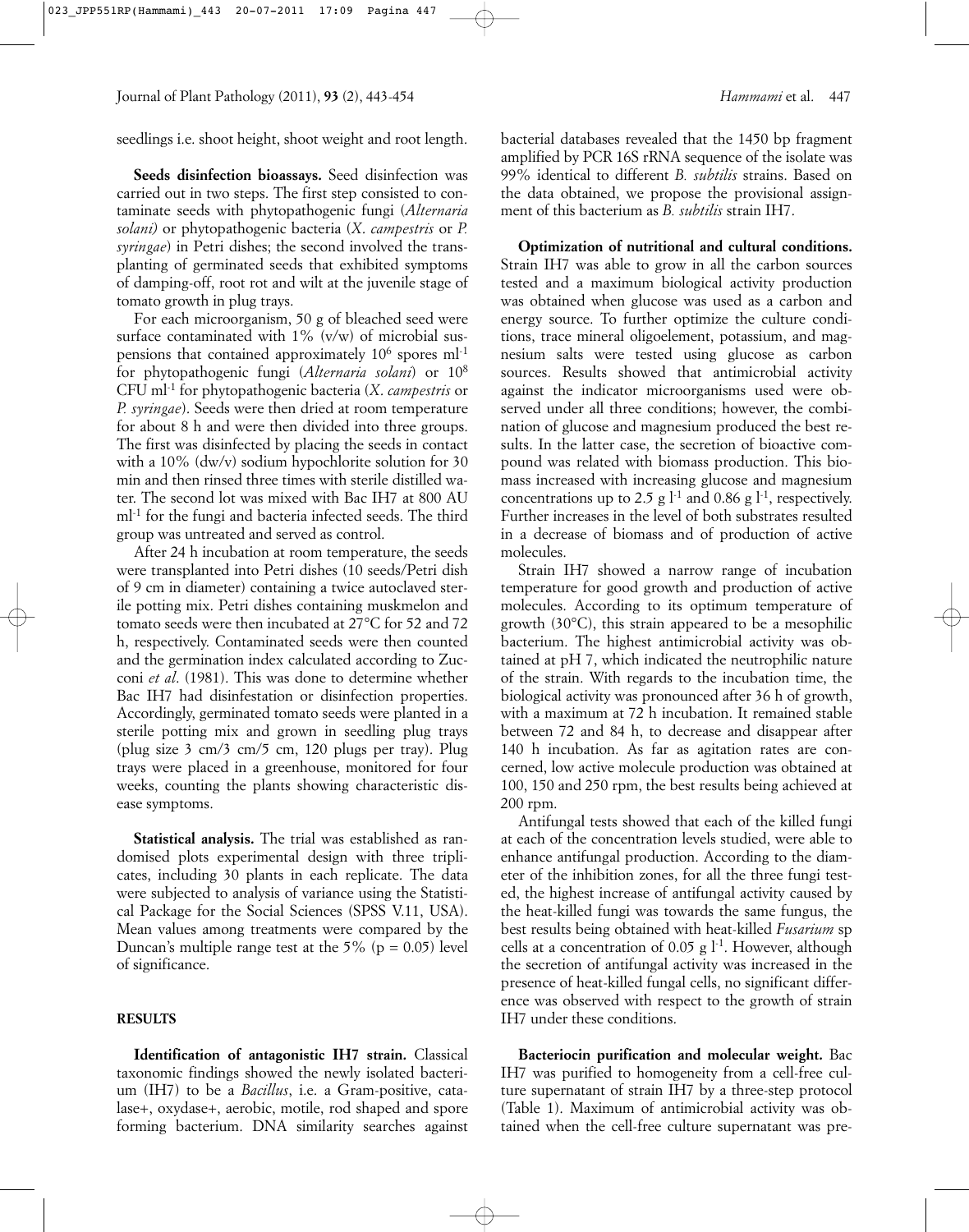seedlings i.e. shoot height, shoot weight and root length.

**Seeds disinfection bioassays.** Seed disinfection was carried out in two steps. The first step consisted to contaminate seeds with phytopathogenic fungi (*Alternaria solani)* or phytopathogenic bacteria (*X. campestris* or *P. syringae*) in Petri dishes; the second involved the transplanting of germinated seeds that exhibited symptoms of damping-off, root rot and wilt at the juvenile stage of tomato growth in plug trays.

For each microorganism, 50 g of bleached seed were surface contaminated with 1% (v/w) of microbial suspensions that contained approximately $10^6$ spores $ml^{-1}$ for phytopathogenic fungi (*Alternaria solani*) or $10^8$ CFU $ml^{-1}$ for phytopathogenic bacteria (*X. campestris* or *P. syringae*). Seeds were then dried at room temperature for about 8 h and were then divided into three groups. The first was disinfected by placing the seeds in contact with a 10% (dw/v) sodium hypochlorite solution for 30 min and then rinsed three times with sterile distilled water. The second lot was mixed with Bac IH7 at 800 AU $ml^{-1}$ for the fungi and bacteria infected seeds. The third group was untreated and served as control.

After 24 h incubation at room temperature, the seeds were transplanted into Petri dishes (10 seeds/Petri dish of 9 cm in diameter) containing a twice autoclaved sterile potting mix. Petri dishes containing muskmelon and tomato seeds were then incubated at 27°C for 52 and 72 h, respectively. Contaminated seeds were then counted and the germination index calculated according to Zucconi *et al*. (1981). This was done to determine whether Bac IH7 had disinfestation or disinfection properties. Accordingly, germinated tomato seeds were planted in a sterile potting mix and grown in seedling plug trays (plug size 3 cm/3 cm/5 cm, 120 plugs per tray). Plug trays were placed in a greenhouse, monitored for four weeks, counting the plants showing characteristic disease symptoms.

**Statistical analysis.** The trial was established as randomised plots experimental design with three triplicates, including 30 plants in each replicate. The data were subjected to analysis of variance using the Statistical Package for the Social Sciences (SPSS V.11, USA). Mean values among treatments were compared by the Duncan's multiple range test at the 5% ($p = 0.05$) level of significance.

## RESULTS

**Identification of antagonistic IH7 strain.** Classical taxonomic findings showed the newly isolated bacterium (IH7) to be a *Bacillus*, i.e. a Gram-positive, catalase+, oxydase+, aerobic, motile, rod shaped and spore forming bacterium. DNA similarity searches against bacterial databases revealed that the 1450 bp fragment amplified by PCR 16S rRNA sequence of the isolate was 99% identical to different *B. subtilis* strains. Based on the data obtained, we propose the provisional assignment of this bacterium as *B. subtilis* strain IH7.

**Optimization of nutritional and cultural conditions.** Strain IH7 was able to grow in all the carbon sources tested and a maximum biological activity production was obtained when glucose was used as a carbon and energy source. To further optimize the culture conditions, trace mineral oligoelement, potassium, and magnesium salts were tested using glucose as carbon sources. Results showed that antimicrobial activity against the indicator microorganisms used were observed under all three conditions; however, the combination of glucose and magnesium produced the best results. In the latter case, the secretion of bioactive compound was related with biomass production. This biomass increased with increasing glucose and magnesium concentrations up to 2.5 g $l^{-1}$ and 0.86 g $l^{-1}$, respectively. Further increases in the level of both substrates resulted in a decrease of biomass and of production of active molecules.

Strain IH7 showed a narrow range of incubation temperature for good growth and production of active molecules. According to its optimum temperature of growth (30°C), this strain appeared to be a mesophilic bacterium. The highest antimicrobial activity was obtained at pH 7, which indicated the neutrophilic nature of the strain. With regards to the incubation time, the biological activity was pronounced after 36 h of growth, with a maximum at 72 h incubation. It remained stable between 72 and 84 h, to decrease and disappear after 140 h incubation. As far as agitation rates are concerned, low active molecule production was obtained at 100, 150 and 250 rpm, the best results being achieved at 200 rpm.

Antifungal tests showed that each of the killed fungi at each of the concentration levels studied, were able to enhance antifungal production. According to the diameter of the inhibition zones, for all the three fungi tested, the highest increase of antifungal activity caused by the heat-killed fungi was towards the same fungus, the best results being obtained with heat-killed *Fusarium* sp cells at a concentration of 0.05 g $l^{-1}$. However, although the secretion of antifungal activity was increased in the presence of heat-killed fungal cells, no significant difference was observed with respect to the growth of strain IH7 under these conditions.

**Bacteriocin purification and molecular weight.** Bac IH7 was purified to homogeneity from a cell-free culture supernatant of strain IH7 by a three-step protocol (Table 1). Maximum of antimicrobial activity was obtained when the cell-free culture supernatant was pre-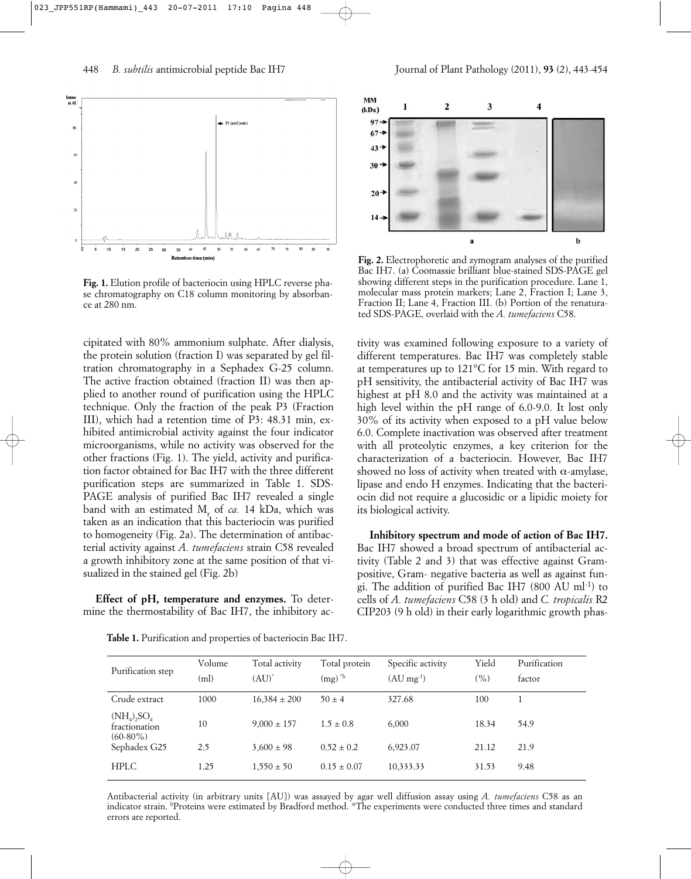Fig. 1. Elution profile of bacteriocin using HPLC reverse phase chromatography on C18 column monitoring by absorbance at 280 nm.

Fig. 2. Electrophoretic and zymogram analyses of the purified Bac IH7. (a) Coomassie brilliant blue-stained SDS-PAGE gel showing different steps in the purification procedure. Lane 1, molecular mass protein markers; Lane 2, Fraction I; Lane 3, Fraction II; Lane 4, Fraction III. (b) Portion of the renaturated SDS-PAGE, overlaid with the *A. tumefaciens* C58.

cipitated with 80% ammonium sulphate. After dialysis, the protein solution (fraction I) was separated by gel filtration chromatography in a Sephadex G-25 column. The active fraction obtained (fraction II) was then applied to another round of purification using the HPLC technique. Only the fraction of the peak P3 (Fraction III), which had a retention time of P3: 48.31 min, exhibited antimicrobial activity against the four indicator microorganisms, while no activity was observed for the other fractions (Fig. 1). The yield, activity and purification factor obtained for Bac IH7 with the three different purification steps are summarized in Table 1. SDS-PAGE analysis of purified Bac IH7 revealed a single band with an estimated $M_r$ of *ca.* 14 kDa, which was taken as an indication that this bacteriocin was purified to homogeneity (Fig. 2a). The determination of antibacterial activity against *A. tumefaciens* strain C58 revealed a growth inhibitory zone at the same position of that visualized in the stained gel (Fig. 2b)

**Effect of pH, temperature and enzymes.** To determine the thermostability of Bac IH7, the inhibitory activity was examined following exposure to a variety of different temperatures. Bac IH7 was completely stable at temperatures up to 121°C for 15 min. With regard to pH sensitivity, the antibacterial activity of Bac IH7 was highest at pH 8.0 and the activity was maintained at a high level within the pH range of 6.0-9.0. It lost only 30% of its activity when exposed to a pH value below 6.0. Complete inactivation was observed after treatment with all proteolytic enzymes, a key criterion for the characterization of a bacteriocin. However, Bac IH7 showed no loss of activity when treated with α-amylase, lipase and endo H enzymes. Indicating that the bacteriocin did not require a glucosidic or a lipidic moiety for its biological activity.

**Inhibitory spectrum and mode of action of Bac IH7.** Bac IH7 showed a broad spectrum of antibacterial activity (Table 2 and 3) that was effective against Gram-positive, Gram- negative bacteria as well as against fungi. The addition of purified Bac IH7 (800 AU ml$^{-1}$) to cells of *A. tumefaciens* C58 (3 h old) and *C. tropicalis* R2 CIP203 (9 h old) in their early logarithmic growth phas-

**Table 1.** Purification and properties of bacteriocin Bac IH7.

| Purification step | Volume (ml) | Total activity (AU)* | Total protein (mg) *b | Specific activity (AU mg$^{-1}$) | Yield (%) | Purification factor |
|---|---|---|---|---|---|---|
| Crude extract | 1000 | 16,384 ± 200 | 50 ± 4 | 327.68 | 100 | 1 |
| $(NH_4)_2SO_4$ fractionation (60-80%) | 10 | 9,000 ± 157 | 1.5 ± 0.8 | 6,000 | 18.34 | 54.9 |
| Sephadex G25 | 2.5 | 3,600 ± 98 | 0.52 ± 0.2 | 6,923.07 | 21.12 | 21.9 |
| HPLC | 1.25 | 1,550 ± 50 | 0.15 ± 0.07 | 10,333.33 | 31.53 | 9.48 |

Antibacterial activity (in arbitrary units [AU]) was assayed by agar well diffusion assay using *A. tumefaciens* C58 as an indicator strain. [b]Proteins were estimated by Bradford method. *The experiments were conducted three times and standard errors are reported.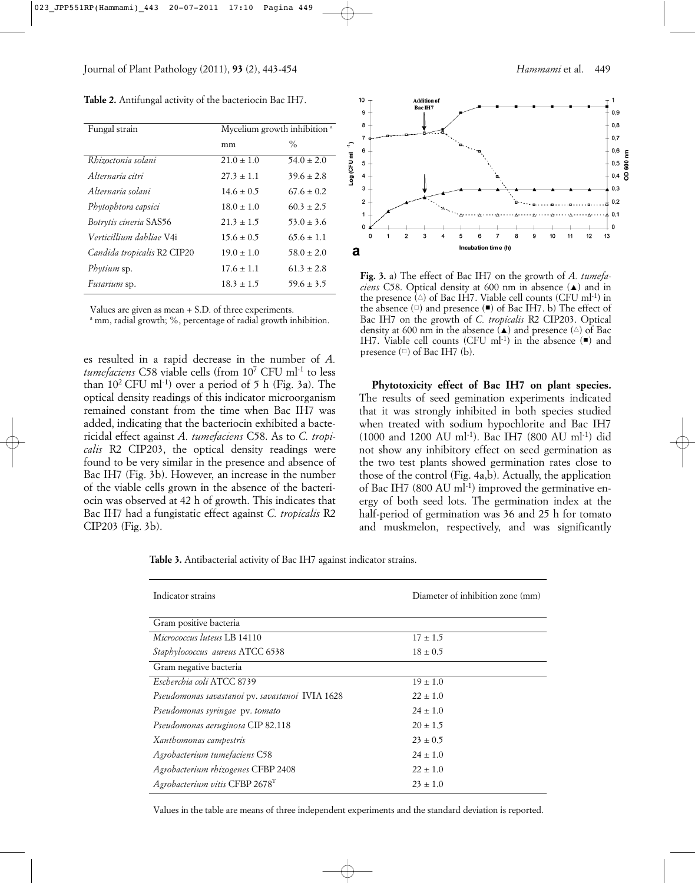**Table 2.** Antifungal activity of the bacteriocin Bac IH7.

| Fungal strain | Mycelium growth inhibition [a] | |
|---|---|---|
| | mm | % |
| *Rhizoctonia solani* | 21.0 ± 1.0 | 54.0 ± 2.0 |
| *Alternaria citri* | 27.3 ± 1.1 | 39.6 ± 2.8 |
| *Alternaria solani* | 14.6 ± 0.5 | 67.6 ± 0.2 |
| *Phytophtora capsici* | 18.0 ± 1.0 | 60.3 ± 2.5 |
| *Botrytis cineria* SAS56 | 21.3 ± 1.5 | 53.0 ± 3.6 |
| *Verticillium dahliae* V4i | 15.6 ± 0.5 | 65.6 ± 1.1 |
| *Candida tropicalis* R2 CIP20 | 19.0 ± 1.0 | 58.0 ± 2.0 |
| *Phytium* sp. | 17.6 ± 1.1 | 61.3 ± 2.8 |
| *Fusarium* sp. | 18.3 ± 1.5 | 59.6 ± 3.5 |

Values are given as mean + S.D. of three experiments.
[a] mm, radial growth; %, percentage of radial growth inhibition.

es resulted in a rapid decrease in the number of *A. tumefaciens* C58 viable cells (from $10^7$ CFU ml$^{-1}$ to less than $10^2$ CFU ml$^{-1}$) over a period of 5 h (Fig. 3a). The optical density readings of this indicator microorganism remained constant from the time when Bac IH7 was added, indicating that the bacteriocin exhibited a bactericidal effect against *A. tumefaciens* C58. As to *C. tropicalis* R2 CIP203, the optical density readings were found to be very similar in the presence and absence of Bac IH7 (Fig. 3b). However, an increase in the number of the viable cells grown in the absence of the bacteriocin was observed at 42 h of growth. This indicates that Bac IH7 had a fungistatic effect against *C. tropicalis* R2 CIP203 (Fig. 3b).

**Fig. 3.** a) The effect of Bac IH7 on the growth of *A. tumefaciens* C58. Optical density at 600 nm in absence (▲) and in the presence (△) of Bac IH7. Viable cell counts (CFU ml$^{-1}$) in the absence (□) and presence (■) of Bac IH7. b) The effect of Bac IH7 on the growth of *C. tropicalis* R2 CIP203. Optical density at 600 nm in the absence (▲) and presence (△) of Bac IH7. Viable cell counts (CFU ml$^{-1}$) in the absence (■) and presence (□) of Bac IH7 (b).

**Phytotoxicity effect of Bac IH7 on plant species.** The results of seed gemination experiments indicated that it was strongly inhibited in both species studied when treated with sodium hypochlorite and Bac IH7 (1000 and 1200 AU ml$^{-1}$). Bac IH7 (800 AU ml$^{-1}$) did not show any inhibitory effect on seed germination as the two test plants showed germination rates close to those of the control (Fig. 4a,b). Actually, the application of Bac IH7 (800 AU ml$^{-1}$) improved the germinative energy of both seed lots. The germination index at the half-period of germination was 36 and 25 h for tomato and muskmelon, respectively, and was significantly

**Table 3.** Antibacterial activity of Bac IH7 against indicator strains.

| Indicator strains | Diameter of inhibition zone (mm) |
|---|---|
| Gram positive bacteria | |
| *Micrococcus luteus* LB 14110 | 17 ± 1.5 |
| *Staphylococcus aureus* ATCC 6538 | 18 ± 0.5 |
| Gram negative bacteria | |
| *Escherchia coli* ATCC 8739 | 19 ± 1.0 |
| *Pseudomonas savastanoi* pv. *savastanoi* IVIA 1628 | 22 ± 1.0 |
| *Pseudomonas syringae* pv. *tomato* | 24 ± 1.0 |
| *Pseudomonas aeruginosa* CIP 82.118 | 20 ± 1.5 |
| *Xanthomonas campestris* | 23 ± 0.5 |
| *Agrobacterium tumefaciens* C58 | 24 ± 1.0 |
| *Agrobacterium rhizogenes* CFBP 2408 | 22 ± 1.0 |
| *Agrobacterium vitis* CFBP 2678$^T$ | 23 ± 1.0 |

Values in the table are means of three independent experiments and the standard deviation is reported.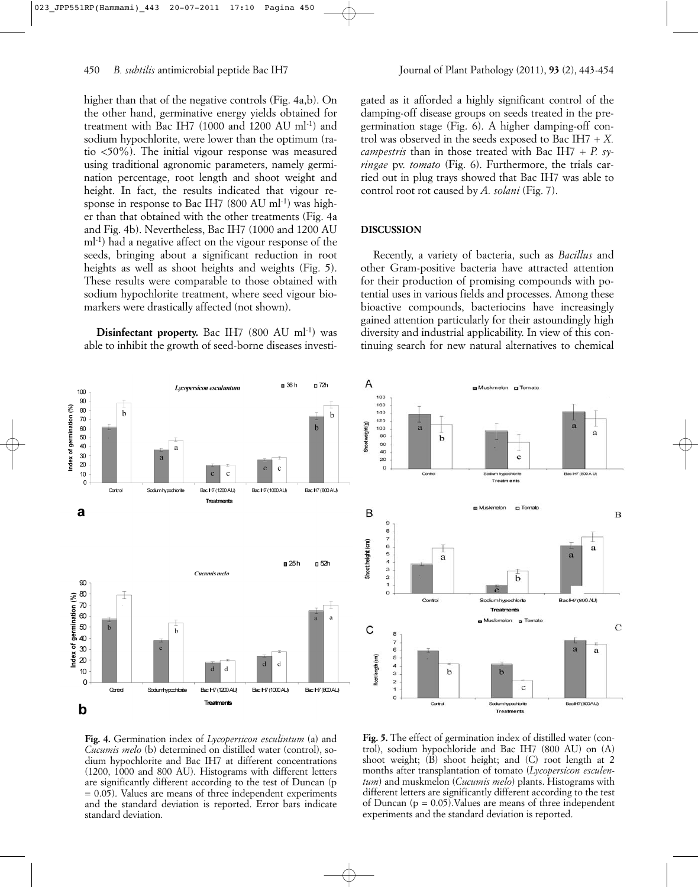higher than that of the negative controls (Fig. 4a,b). On the other hand, germinative energy yields obtained for treatment with Bac IH7 (1000 and 1200 AU ml$^{-1}$) and sodium hypochlorite, were lower than the optimum (ratio <50%). The initial vigour response was measured using traditional agronomic parameters, namely germination percentage, root length and shoot weight and height. In fact, the results indicated that vigour response in response to Bac IH7 (800 AU ml$^{-1}$) was higher than that obtained with the other treatments (Fig. 4a and Fig. 4b). Nevertheless, Bac IH7 (1000 and 1200 AU ml$^{-1}$) had a negative affect on the vigour response of the seeds, bringing about a significant reduction in root heights as well as shoot heights and weights (Fig. 5). These results were comparable to those obtained with sodium hypochlorite treatment, where seed vigour biomarkers were drastically affected (not shown).

**Disinfectant property.** Bac IH7 (800 AU ml$^{-1}$) was able to inhibit the growth of seed-borne diseases investigated as it afforded a highly significant control of the damping-off disease groups on seeds treated in the pre-germination stage (Fig. 6). A higher damping-off control was observed in the seeds exposed to Bac IH7 + *X. campestris* than in those treated with Bac IH7 + *P. syringae* pv. *tomato* (Fig. 6). Furthermore, the trials carried out in plug trays showed that Bac IH7 was able to control root rot caused by *A. solani* (Fig. 7).

## DISCUSSION

Recently, a variety of bacteria, such as *Bacillus* and other Gram-positive bacteria have attracted attention for their production of promising compounds with potential uses in various fields and processes. Among these bioactive compounds, bacteriocins have increasingly gained attention particularly for their astoundingly high diversity and industrial applicability. In view of this continuing search for new natural alternatives to chemical

**Fig. 4.** Germination index of *Lycopersicon esculintum* (a) and *Cucumis melo* (b) determined on distilled water (control), sodium hypochlorite and Bac IH7 at different concentrations (1200, 1000 and 800 AU). Histograms with different letters are significantly different according to the test of Duncan (p = 0.05). Values are means of three independent experiments and the standard deviation is reported. Error bars indicate standard deviation.

**Fig. 5.** The effect of germination index of distilled water (control), sodium hypochloride and Bac IH7 (800 AU) on (A) shoot weight; (B) shoot height; and (C) root length at 2 months after transplantation of tomato (*Lycopersicon esculentum*) and muskmelon (*Cucumis melo*) plants. Histograms with different letters are significantly different according to the test of Duncan (p = 0.05).Values are means of three independent experiments and the standard deviation is reported.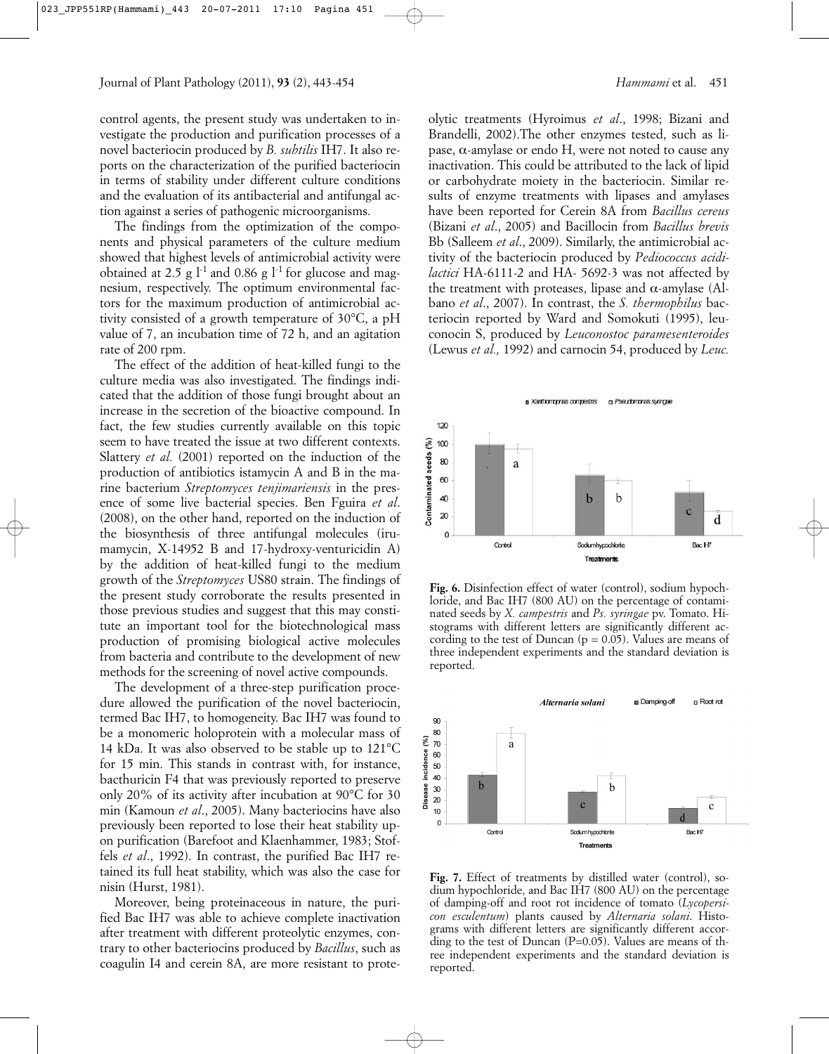control agents, the present study was undertaken to investigate the production and purification processes of a novel bacteriocin produced by *B. subtilis* IH7. It also reports on the characterization of the purified bacteriocin in terms of stability under different culture conditions and the evaluation of its antibacterial and antifungal action against a series of pathogenic microorganisms.

The findings from the optimization of the components and physical parameters of the culture medium showed that highest levels of antimicrobial activity were obtained at 2.5 g $l^{-1}$ and 0.86 g $l^{-1}$ for glucose and magnesium, respectively. The optimum environmental factors for the maximum production of antimicrobial activity consisted of a growth temperature of 30°C, a pH value of 7, an incubation time of 72 h, and an agitation rate of 200 rpm.

The effect of the addition of heat-killed fungi to the culture media was also investigated. The findings indicated that the addition of those fungi brought about an increase in the secretion of the bioactive compound. In fact, the few studies currently available on this topic seem to have treated the issue at two different contexts. Slattery *et al.* (2001) reported on the induction of the production of antibiotics istamycin A and B in the marine bacterium *Streptomyces tenjimariensis* in the presence of some live bacterial species. Ben Fguira *et al*. (2008), on the other hand, reported on the induction of the biosynthesis of three antifungal molecules (irumamycin, X-14952 B and 17-hydroxy-venturicidin A) by the addition of heat-killed fungi to the medium growth of the *Streptomyces* US80 strain. The findings of the present study corroborate the results presented in those previous studies and suggest that this may constitute an important tool for the biotechnological mass production of promising biological active molecules from bacteria and contribute to the development of new methods for the screening of novel active compounds.

The development of a three-step purification procedure allowed the purification of the novel bacteriocin, termed Bac IH7, to homogeneity. Bac IH7 was found to be a monomeric holoprotein with a molecular mass of 14 kDa. It was also observed to be stable up to 121°C for 15 min. This stands in contrast with, for instance, bacthuricin F4 that was previously reported to preserve only 20% of its activity after incubation at 90°C for 30 min (Kamoun *et al*., 2005). Many bacteriocins have also previously been reported to lose their heat stability upon purification (Barefoot and Klaenhammer, 1983; Stoffels *et al*., 1992). In contrast, the purified Bac IH7 retained its full heat stability, which was also the case for nisin (Hurst, 1981).

Moreover, being proteinaceous in nature, the purified Bac IH7 was able to achieve complete inactivation after treatment with different proteolytic enzymes, contrary to other bacteriocins produced by *Bacillus*, such as coagulin I4 and cerein 8A, are more resistant to proteolytic treatments (Hyroimus *et al*., 1998; Bizani and Brandelli, 2002).The other enzymes tested, such as lipase, α-amylase or endo H, were not noted to cause any inactivation. This could be attributed to the lack of lipid or carbohydrate moiety in the bacteriocin. Similar results of enzyme treatments with lipases and amylases have been reported for Cerein 8A from *Bacillus cereus* (Bizani *et al*., 2005) and Bacillocin from *Bacillus brevis* Bb (Salleem *et al*., 2009). Similarly, the antimicrobial activity of the bacteriocin produced by *Pediococcus acidilactici* HA-6111-2 and HA- 5692-3 was not affected by the treatment with proteases, lipase and α-amylase (Albano *et al*., 2007). In contrast, the *S. thermophilus* bacteriocin reported by Ward and Somokuti (1995), leuconocin S, produced by *Leuconostoc paramesenteroides* (Lewus *et al.,* 1992) and carnocin 54, produced by *Leuc.*

**Fig. 6.** Disinfection effect of water (control), sodium hypochloride, and Bac IH7 (800 AU) on the percentage of contaminated seeds by *X. campestris* and *Ps. syringae* pv. Tomato. Histograms with different letters are significantly different according to the test of Duncan (p = 0.05). Values are means of three independent experiments and the standard deviation is reported.

**Fig. 7.** Effect of treatments by distilled water (control), sodium hypochloride, and Bac IH7 (800 AU) on the percentage of damping-off and root rot incidence of tomato (*Lycopersicon esculentum*) plants caused by *Alternaria solani*. Histograms with different letters are significantly different according to the test of Duncan (P=0.05). Values are means of three independent experiments and the standard deviation is reported.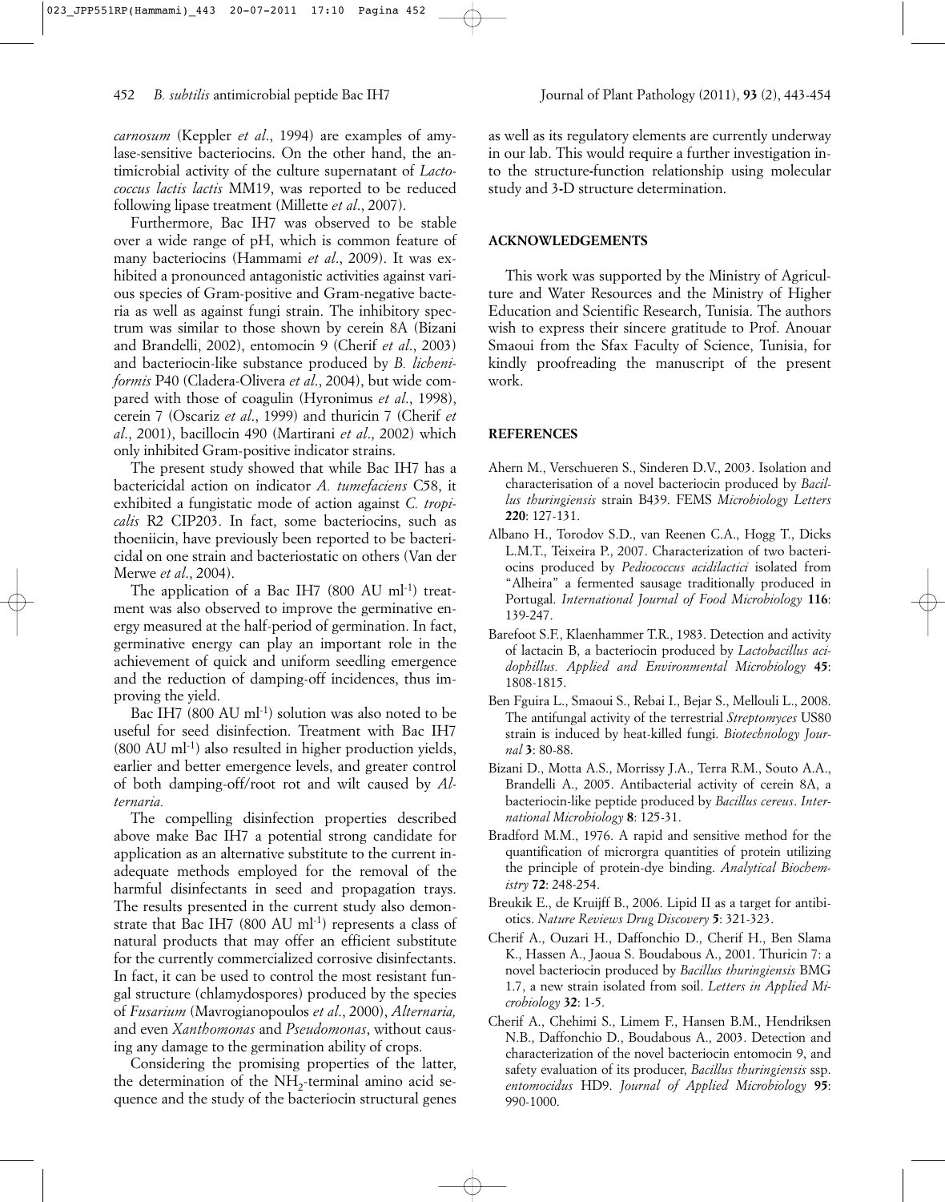*carnosum* (Keppler *et al*., 1994) are examples of amylase-sensitive bacteriocins. On the other hand, the antimicrobial activity of the culture supernatant of *Lactococcus lactis lactis* MM19, was reported to be reduced following lipase treatment (Millette *et al*., 2007).

Furthermore, Bac IH7 was observed to be stable over a wide range of pH, which is common feature of many bacteriocins (Hammami *et al*., 2009). It was exhibited a pronounced antagonistic activities against various species of Gram-positive and Gram-negative bacteria as well as against fungi strain. The inhibitory spectrum was similar to those shown by cerein 8A (Bizani and Brandelli, 2002), entomocin 9 (Cherif *et al*., 2003) and bacteriocin-like substance produced by *B. licheniformis* P40 (Cladera-Olivera *et al*., 2004), but wide compared with those of coagulin (Hyronimus *et al*., 1998), cerein 7 (Oscariz *et al*., 1999) and thuricin 7 (Cherif *et al*., 2001), bacillocin 490 (Martirani *et al*., 2002) which only inhibited Gram-positive indicator strains.

The present study showed that while Bac IH7 has a bactericidal action on indicator *A. tumefaciens* C58, it exhibited a fungistatic mode of action against *C. tropicalis* R2 CIP203. In fact, some bacteriocins, such as thoeniicin, have previously been reported to be bactericidal on one strain and bacteriostatic on others (Van der Merwe *et al*., 2004).

The application of a Bac IH7 (800 AU ml$^{-1}$) treatment was also observed to improve the germinative energy measured at the half-period of germination. In fact, germinative energy can play an important role in the achievement of quick and uniform seedling emergence and the reduction of damping-off incidences, thus improving the yield.

Bac IH7 (800 AU ml$^{-1}$) solution was also noted to be useful for seed disinfection. Treatment with Bac IH7 (800 AU ml$^{-1}$) also resulted in higher production yields, earlier and better emergence levels, and greater control of both damping-off/root rot and wilt caused by *Alternaria.*

The compelling disinfection properties described above make Bac IH7 a potential strong candidate for application as an alternative substitute to the current inadequate methods employed for the removal of the harmful disinfectants in seed and propagation trays. The results presented in the current study also demonstrate that Bac IH7 (800 AU ml$^{-1}$) represents a class of natural products that may offer an efficient substitute for the currently commercialized corrosive disinfectants. In fact, it can be used to control the most resistant fungal structure (chlamydospores) produced by the species of *Fusarium* (Mavrogianopoulos *et al*., 2000), *Alternaria,* and even *Xanthomonas* and *Pseudomonas*, without causing any damage to the germination ability of crops.

Considering the promising properties of the latter, the determination of the $NH_2$-terminal amino acid sequence and the study of the bacteriocin structural genes as well as its regulatory elements are currently underway in our lab. This would require a further investigation into the structure-function relationship using molecular study and 3-D structure determination.

## ACKNOWLEDGEMENTS

This work was supported by the Ministry of Agriculture and Water Resources and the Ministry of Higher Education and Scientific Research, Tunisia. The authors wish to express their sincere gratitude to Prof. Anouar Smaoui from the Sfax Faculty of Science, Tunisia, for kindly proofreading the manuscript of the present work.

## REFERENCES

Ahern M., Verschueren S., Sinderen D.V., 2003. Isolation and characterisation of a novel bacteriocin produced by *Bacillus thuringiensis* strain B439. FEMS *Microbiology Letters* **220**: 127-131.

Albano H., Torodov S.D., van Reenen C.A., Hogg T., Dicks L.M.T., Teixeira P., 2007. Characterization of two bacteriocins produced by *Pediococcus acidilactici* isolated from "Alheira" a fermented sausage traditionally produced in Portugal. *International Journal of Food Microbiology* **116**: 139-247.

Barefoot S.F., Klaenhammer T.R., 1983. Detection and activity of lactacin B, a bacteriocin produced by *Lactobacillus acidophillus. Applied and Environmental Microbiology* **45**: 1808-1815.

Ben Fguira L., Smaoui S., Rebai I., Bejar S., Mellouli L., 2008. The antifungal activity of the terrestrial *Streptomyces* US80 strain is induced by heat-killed fungi. *Biotechnology Journal* **3**: 80-88.

Bizani D., Motta A.S., Morrissy J.A., Terra R.M., Souto A.A., Brandelli A., 2005. Antibacterial activity of cerein 8A, a bacteriocin-like peptide produced by *Bacillus cereus*. *International Microbiology* **8**: 125-31.

Bradford M.M., 1976. A rapid and sensitive method for the quantification of microrgra quantities of protein utilizing the principle of protein-dye binding. *Analytical Biochemistry* **72**: 248-254.

Breukik E., de Kruijff B., 2006. Lipid II as a target for antibiotics. *Nature Reviews Drug Discovery* **5**: 321-323.

Cherif A., Ouzari H., Daffonchio D., Cherif H., Ben Slama K., Hassen A., Jaoua S. Boudabous A., 2001. Thuricin 7: a novel bacteriocin produced by *Bacillus thuringiensis* BMG 1.7, a new strain isolated from soil. *Letters in Applied Microbiology* **32**: 1-5.

Cherif A., Chehimi S., Limem F., Hansen B.M., Hendriksen N.B., Daffonchio D., Boudabous A., 2003. Detection and characterization of the novel bacteriocin entomocin 9, and safety evaluation of its producer, *Bacillus thuringiensis* ssp. *entomocidus* HD9. *Journal of Applied Microbiology* **95**: 990-1000.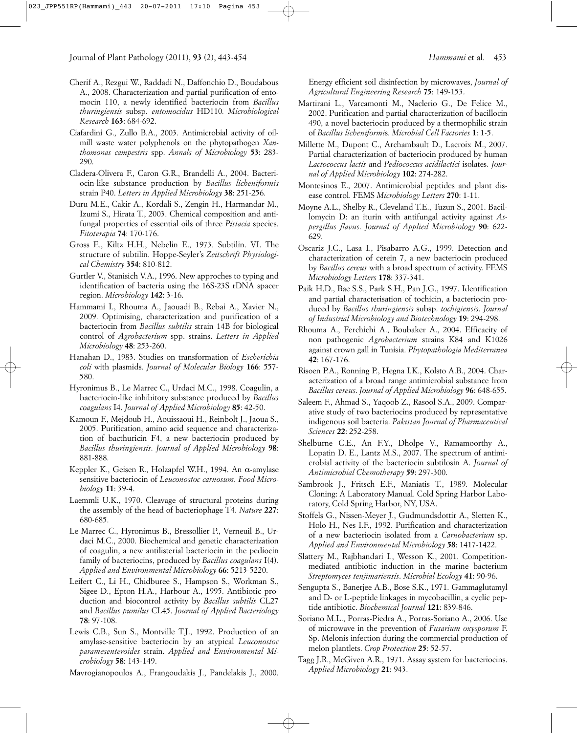Cherif A., Rezgui W., Raddadi N., Daffonchio D., Boudabous A., 2008. Characterization and partial purification of entomocin 110, a newly identified bacteriocin from *Bacillus thuringiensis* subsp. *entomocidus* HD110*. Microbiological Research* **163**: 684-692.

Ciafardini G., Zullo B.A., 2003. Antimicrobial activity of oil-mill waste water polyphenols on the phytopathogen *Xanthomonas campestris* spp. *Annals of Microbiology* **53**: 283-290.

Cladera-Olivera F., Caron G.R., Brandelli A., 2004. Bacteriocin-like substance production by *Bacillus licheniformis* strain P40. *Letters in Applied Microbiology* **38**: 251-256.

Duru M.E., Cakir A., Kordali S., Zengin H., Harmandar M., Izumi S., Hirata T., 2003. Chemical composition and antifungal properties of essential oils of three *Pistacia* species. *Fitoterapia* **74**: 170-176.

Gross E., Kiltz H.H., Nebelin E., 1973. Subtilin. VI. The structure of subtilin. Hoppe-Seyler's *Zeitschrift Physiological Chemistry* **354**: 810-812.

Gurtler V., Stanisich V.A., 1996. New approches to typing and identification of bacteria using the 16S-23S rDNA spacer region. *Microbiology* **142**: 3-16.

Hammami I., Rhouma A., Jaouadi B., Rebai A., Xavier N., 2009. Optimising, characterization and purification of a bacteriocin from *Bacillus subtilis* strain 14B for biological control of *Agrobacterium* spp. strains. *Letters in Applied Microbiology* **48**: 253-260.

Hanahan D., 1983. Studies on transformation of *Escherichia coli* with plasmids. *Journal of Molecular Biology* **166**: 557-580.

Hyronimus B., Le Marrec C., Urdaci M.C., 1998. Coagulin, a bacteriocin-like inhibitory substance produced by *Bacillus coagulans* I4. *Journal of Applied Microbiology* **85**: 42-50.

Kamoun F., Mejdoub H., Aouissaoui H., Reinbolt J., Jaoua S., 2005. Purification, amino acid sequence and characterization of bacthuricin F4, a new bacteriocin produced by *Bacillus thuringiensis*. *Journal of Applied Microbiology* **98**: 881-888.

Keppler K., Geisen R., Holzapfel W.H., 1994. An $\alpha$-amylase sensitive bacteriocin of *Leuconostoc carnosum*. *Food Microbiology* **11**: 39-4.

Laemmli U.K., 1970. Cleavage of structural proteins during the assembly of the head of bacteriophage T4. *Nature* **227**: 680-685.

Le Marrec C., Hyronimus B., Bressollier P., Verneuil B., Urdaci M.C., 2000. Biochemical and genetic characterization of coagulin, a new antilisterial bacteriocin in the pediocin family of bacteriocins, produced by *Bacillus coagulans* I(4). *Applied and Environmental Microbiology* **66**: 5213-5220.

Leifert C., Li H., Chidburee S., Hampson S., Workman S., Sigee D., Epton H.A., Harbour A., 1995. Antibiotic production and biocontrol activity by *Bacillus subtilis* CL27 and *Bacillus pumilus* CL45. *Journal of Applied Bacteriology* **78**: 97-108.

Lewis C.B., Sun S., Montville T.J., 1992. Production of an amylase-sensitive bacteriocin by an atypical *Leuconostoc paramesenteroides* strain. *Applied and Environmental Microbiology* **58**: 143-149.

Mavrogianopoulos A., Frangoudakis J., Pandelakis J., 2000. Energy efficient soil disinfection by microwaves, *Journal of Agricultural Engineering Research* **75**: 149-153.

Martirani L., Varcamonti M., Naclerio G., De Felice M., 2002. Purification and partial characterization of bacillocin 490, a novel bacteriocin produced by a thermophilic strain of *Bacillus licheniformis*. *Microbial Cell Factories* **1**: 1-5.

Millette M., Dupont C., Archambault D., Lacroix M., 2007. Partial characterization of bacteriocin produced by human *Lactococcus lactis* and *Pediococcus acidilactici* isolates. *Journal of Applied Microbiology* **102**: 274-282.

Montesinos E., 2007. Antimicrobial peptides and plant disease control. FEMS *Microbiology Letters* **270**: 1-11.

Moyne A.L., Shelby R., Cleveland T.E., Tuzun S., 2001. Bacillomycin D: an iturin with antifungal activity against *Aspergillus flavus*. *Journal of Applied Microbiology* **90**: 622-629.

Oscariz J.C., Lasa I., Pisabarro A.G., 1999. Detection and characterization of cerein 7, a new bacteriocin produced by *Bacillus cereus* with a broad spectrum of activity. FEMS *Microbiology Letters* **178**: 337-341.

Paik H.D., Bae S.S., Park S.H., Pan J.G., 1997. Identification and partial characterisation of tochicin, a bacteriocin produced by *Bacillus thuringiensis* subsp. *tochigiensis*. *Journal of Industrial Microbiology and Biotechnology* **19**: 294-298.

Rhouma A., Ferchichi A., Boubaker A., 2004. Efficacy of non pathogenic *Agrobacterium* strains K84 and K1026 against crown gall in Tunisia. *Phytopathologia Mediterranea* **42**: 167-176.

Risoen P.A., Ronning P., Hegna I.K., Kolsto A.B., 2004. Characterization of a broad range antimicrobial substance from *Bacillus cereus*. *Journal of Applied Microbiology* **96**: 648-655.

Saleem F., Ahmad S., Yaqoob Z., Rasool S.A., 2009. Comparative study of two bacteriocins produced by representative indigenous soil bacteria. *Pakistan Journal of Pharmaceutical Sciences* **22**: 252-258.

Shelburne C.E., An F.Y., Dholpe V., Ramamoorthy A., Lopatin D. E., Lantz M.S., 2007. The spectrum of antimicrobial activity of the bacteriocin subtilosin A. *Journal of Antimicrobial Chemotherapy* **59**: 297-300.

Sambrook J., Fritsch E.F., Maniatis T., 1989. Molecular Cloning: A Laboratory Manual. Cold Spring Harbor Laboratory, Cold Spring Harbor, NY, USA.

Stoffels G., Nissen-Meyer J., Gudmundsdottir A., Sletten K., Holo H., Nes I.F., 1992. Purification and characterization of a new bacteriocin isolated from a *Carnobacterium* sp. *Applied and Environmental Microbiology* **58**: 1417-1422.

Slattery M., Rajbhandari I., Wesson K., 2001. Competition-mediated antibiotic induction in the marine bacterium *Streptomyces tenjimariensis*. *Microbial Ecology* **41**: 90-96.

Sengupta S., Banerjee A.B., Bose S.K., 1971. Gammaglutamyl and D- or L-peptide linkages in mycobacillin, a cyclic peptide antibiotic. *Biochemical Journal* **121**: 839-846.

Soriano M.L., Porras-Piedra A., Porras-Soriano A., 2006. Use of microwave in the prevention of *Fusarium oxysporum* F. Sp. Melonis infection during the commercial production of melon plantlets. *Crop Protection* **25**: 52-57.

Tagg J.R., McGiven A.R., 1971. Assay system for bacteriocins. *Applied Microbiology* **21**: 943.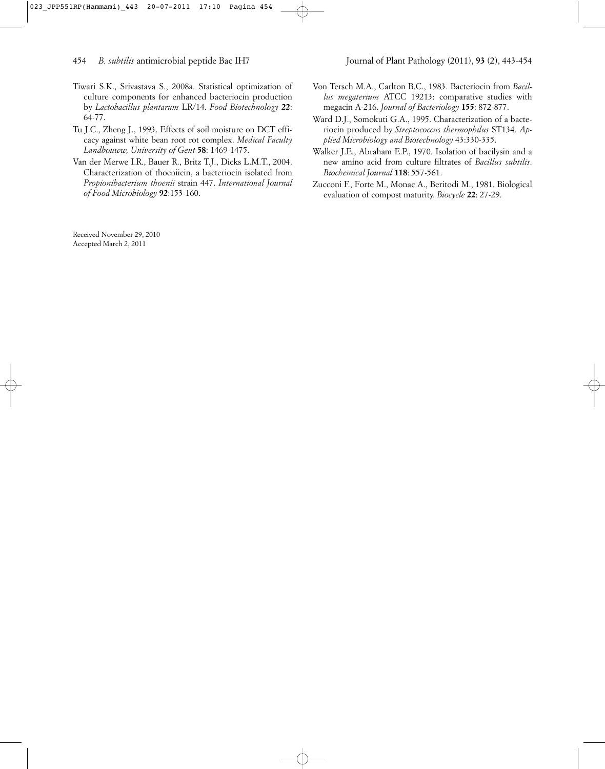Tiwari S.K., Srivastava S., 2008a. Statistical optimization of culture components for enhanced bacteriocin production by *Lactobacillus plantarum* LR/14. *Food Biotechnology* ***22***: 64-77.

Tu J.C., Zheng J., 1993. Effects of soil moisture on DCT efficacy against white bean root rot complex. *Medical Faculty Landbouww, University of Gent* **58**: 1469-1475.

Van der Merwe I.R., Bauer R., Britz T.J., Dicks L.M.T., 2004. Characterization of thoeniicin, a bacteriocin isolated from *Propionibacterium thoenii* strain 447. *International Journal of Food Microbiology* **92**:153-160.

Von Tersch M.A., Carlton B.C., 1983. Bacteriocin from *Bacillus megaterium* ATCC 19213: comparative studies with megacin A-216. *Journal of Bacteriology* **155**: 872-877.

Ward D.J., Somokuti G.A., 1995. Characterization of a bacteriocin produced by *Streptococcus thermophilus* ST134. *Applied Microbiology and Biotechnology* 43:330-335.

Walker J.E., Abraham E.P., 1970. Isolation of bacilysin and a new amino acid from culture filtrates of *Bacillus subtilis*. *Biochemical Journal* **118**: 557-561.

Zucconi F., Forte M., Monac A., Beritodi M., 1981. Biological evaluation of compost maturity. *Biocycle* ***22***: 27-29.

Received November 29, 2010
Accepted March 2, 2011